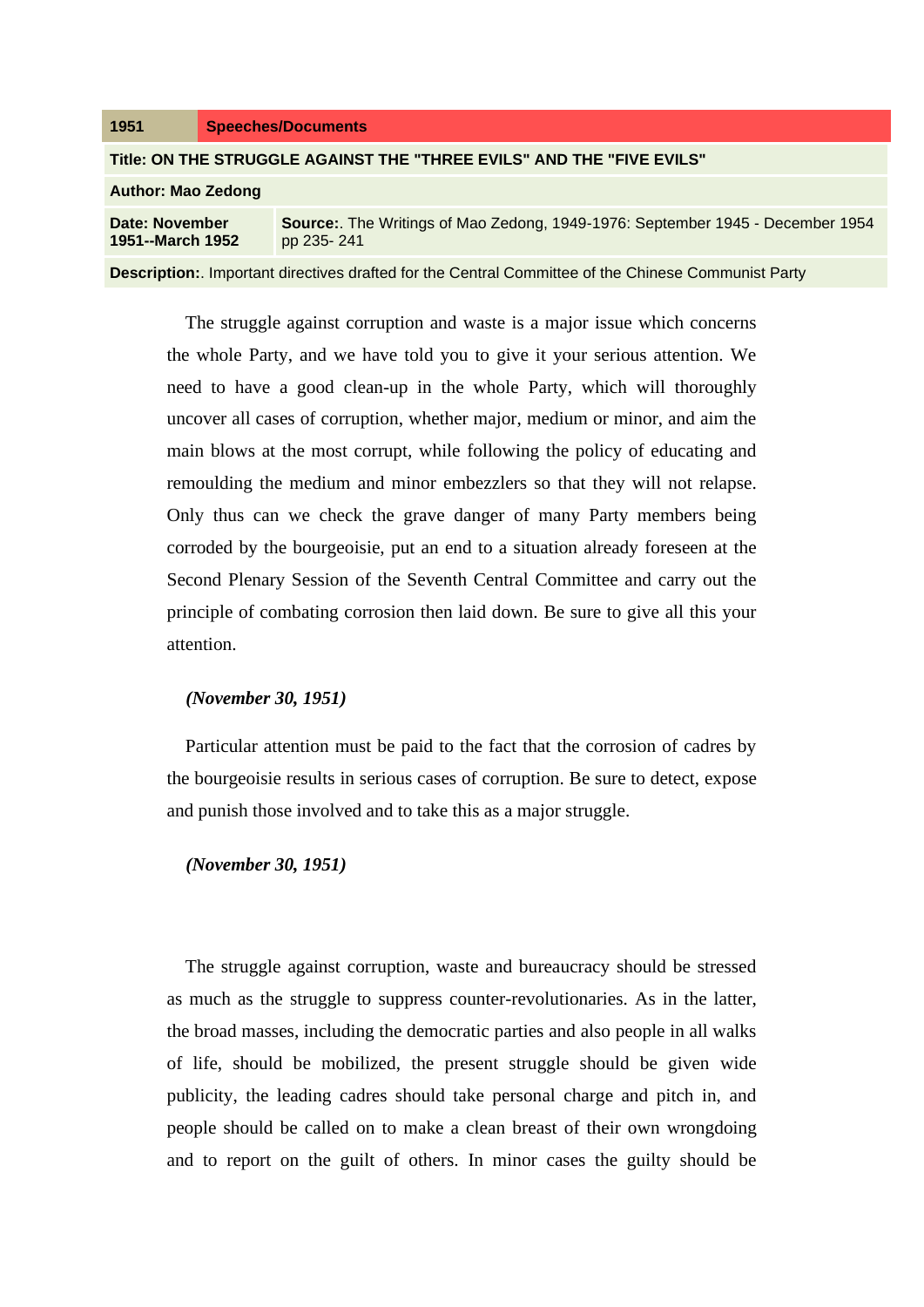| 1951 | Speeches/Documents |
| --- | --- |
| **Title: ON THE STRUGGLE AGAINST THE "THREE EVILS" AND THE "FIVE EVILS"** | |
| **Author: Mao Zedong** | |
| **Date: November 1951--March 1952** | **Source:**. The Writings of Mao Zedong, 1949-1976: September 1945 - December 1954 pp 235- 241 |
| **Description:**. Important directives drafted for the Central Committee of the Chinese Communist Party | |

The struggle against corruption and waste is a major issue which concerns the whole Party, and we have told you to give it your serious attention. We need to have a good clean-up in the whole Party, which will thoroughly uncover all cases of corruption, whether major, medium or minor, and aim the main blows at the most corrupt, while following the policy of educating and remoulding the medium and minor embezzlers so that they will not relapse. Only thus can we check the grave danger of many Party members being corroded by the bourgeoisie, put an end to a situation already foreseen at the Second Plenary Session of the Seventh Central Committee and carry out the principle of combating corrosion then laid down. Be sure to give all this your attention.

***(November 30, 1951)***

Particular attention must be paid to the fact that the corrosion of cadres by the bourgeoisie results in serious cases of corruption. Be sure to detect, expose and punish those involved and to take this as a major struggle.

***(November 30, 1951)***

The struggle against corruption, waste and bureaucracy should be stressed as much as the struggle to suppress counter-revolutionaries. As in the latter, the broad masses, including the democratic parties and also people in all walks of life, should be mobilized, the present struggle should be given wide publicity, the leading cadres should take personal charge and pitch in, and people should be called on to make a clean breast of their own wrongdoing and to report on the guilt of others. In minor cases the guilty should be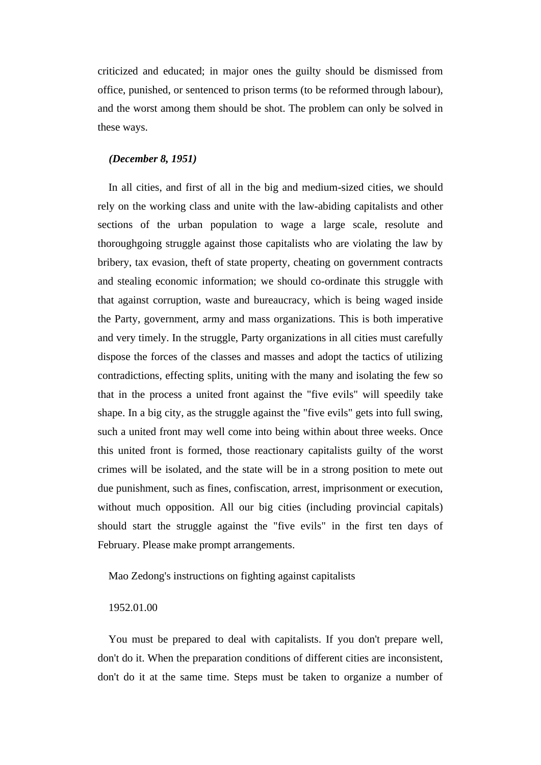criticized and educated; in major ones the guilty should be dismissed from office, punished, or sentenced to prison terms (to be reformed through labour), and the worst among them should be shot. The problem can only be solved in these ways.

***(December 8, 1951)***

In all cities, and first of all in the big and medium-sized cities, we should rely on the working class and unite with the law-abiding capitalists and other sections of the urban population to wage a large scale, resolute and thoroughgoing struggle against those capitalists who are violating the law by bribery, tax evasion, theft of state property, cheating on government contracts and stealing economic information; we should co-ordinate this struggle with that against corruption, waste and bureaucracy, which is being waged inside the Party, government, army and mass organizations. This is both imperative and very timely. In the struggle, Party organizations in all cities must carefully dispose the forces of the classes and masses and adopt the tactics of utilizing contradictions, effecting splits, uniting with the many and isolating the few so that in the process a united front against the "five evils" will speedily take shape. In a big city, as the struggle against the "five evils" gets into full swing, such a united front may well come into being within about three weeks. Once this united front is formed, those reactionary capitalists guilty of the worst crimes will be isolated, and the state will be in a strong position to mete out due punishment, such as fines, confiscation, arrest, imprisonment or execution, without much opposition. All our big cities (including provincial capitals) should start the struggle against the "five evils" in the first ten days of February. Please make prompt arrangements.

Mao Zedong's instructions on fighting against capitalists

1952.01.00

You must be prepared to deal with capitalists. If you don't prepare well, don't do it. When the preparation conditions of different cities are inconsistent, don't do it at the same time. Steps must be taken to organize a number of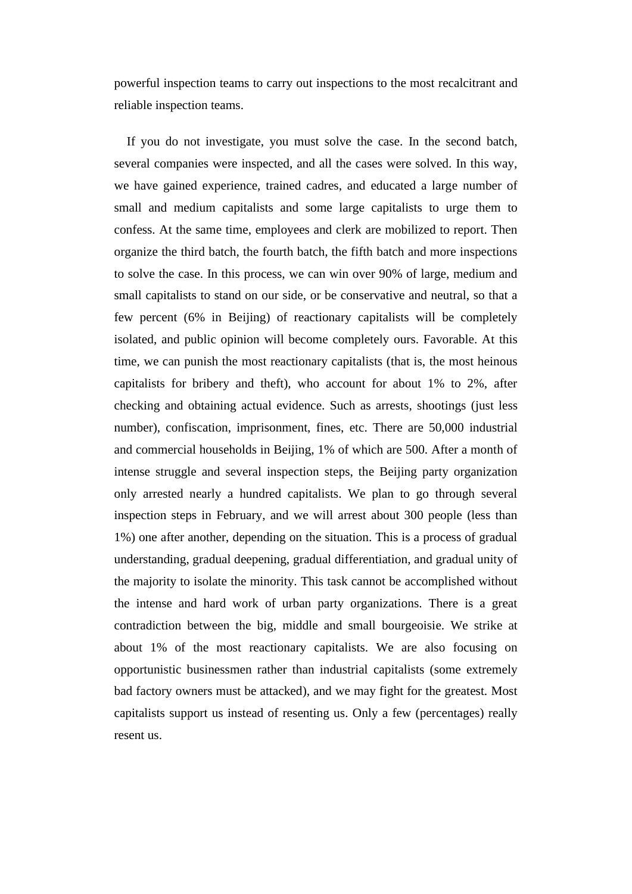powerful inspection teams to carry out inspections to the most recalcitrant and reliable inspection teams.

If you do not investigate, you must solve the case. In the second batch, several companies were inspected, and all the cases were solved. In this way, we have gained experience, trained cadres, and educated a large number of small and medium capitalists and some large capitalists to urge them to confess. At the same time, employees and clerk are mobilized to report. Then organize the third batch, the fourth batch, the fifth batch and more inspections to solve the case. In this process, we can win over 90% of large, medium and small capitalists to stand on our side, or be conservative and neutral, so that a few percent (6% in Beijing) of reactionary capitalists will be completely isolated, and public opinion will become completely ours. Favorable. At this time, we can punish the most reactionary capitalists (that is, the most heinous capitalists for bribery and theft), who account for about 1% to 2%, after checking and obtaining actual evidence. Such as arrests, shootings (just less number), confiscation, imprisonment, fines, etc. There are 50,000 industrial and commercial households in Beijing, 1% of which are 500. After a month of intense struggle and several inspection steps, the Beijing party organization only arrested nearly a hundred capitalists. We plan to go through several inspection steps in February, and we will arrest about 300 people (less than 1%) one after another, depending on the situation. This is a process of gradual understanding, gradual deepening, gradual differentiation, and gradual unity of the majority to isolate the minority. This task cannot be accomplished without the intense and hard work of urban party organizations. There is a great contradiction between the big, middle and small bourgeoisie. We strike at about 1% of the most reactionary capitalists. We are also focusing on opportunistic businessmen rather than industrial capitalists (some extremely bad factory owners must be attacked), and we may fight for the greatest. Most capitalists support us instead of resenting us. Only a few (percentages) really resent us.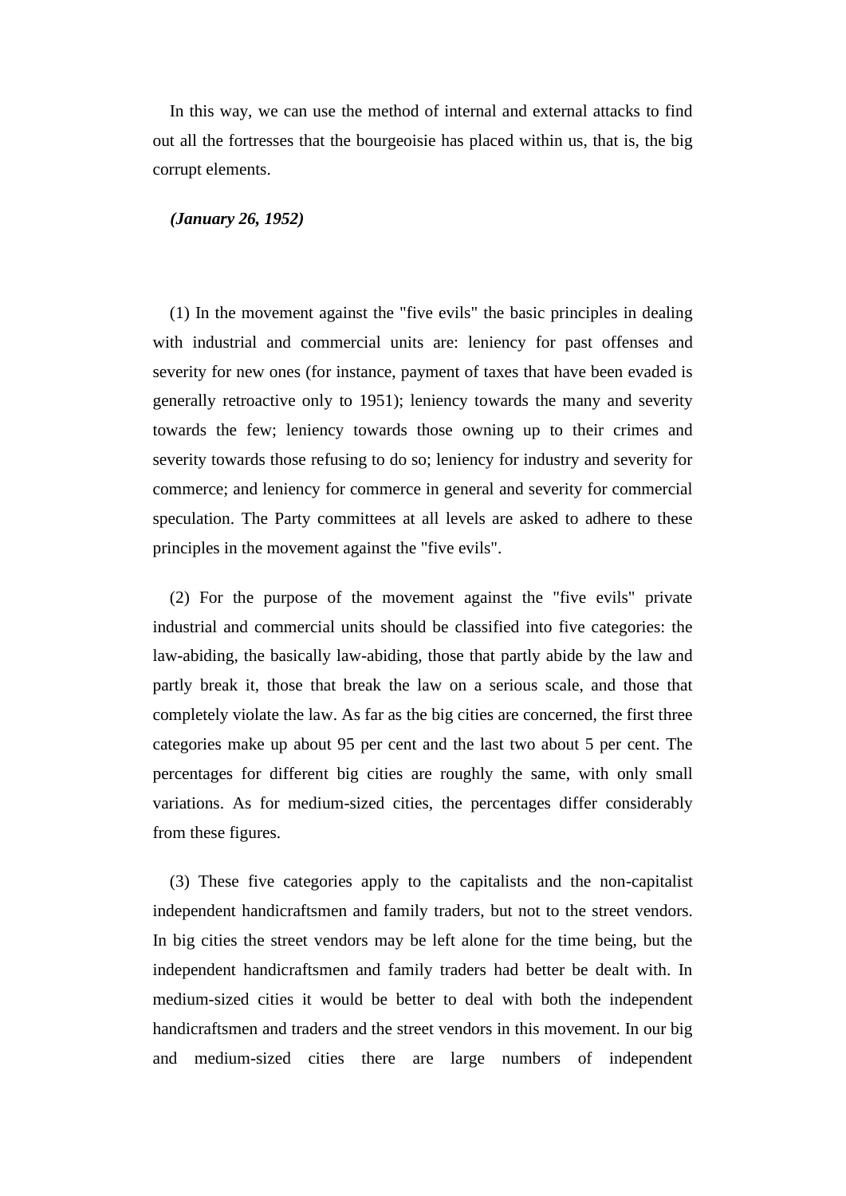In this way, we can use the method of internal and external attacks to find out all the fortresses that the bourgeoisie has placed within us, that is, the big corrupt elements.

***(January 26, 1952)***

(1) In the movement against the "five evils" the basic principles in dealing with industrial and commercial units are: leniency for past offenses and severity for new ones (for instance, payment of taxes that have been evaded is generally retroactive only to 1951); leniency towards the many and severity towards the few; leniency towards those owning up to their crimes and severity towards those refusing to do so; leniency for industry and severity for commerce; and leniency for commerce in general and severity for commercial speculation. The Party committees at all levels are asked to adhere to these principles in the movement against the "five evils".

(2) For the purpose of the movement against the "five evils" private industrial and commercial units should be classified into five categories: the law-abiding, the basically law-abiding, those that partly abide by the law and partly break it, those that break the law on a serious scale, and those that completely violate the law. As far as the big cities are concerned, the first three categories make up about 95 per cent and the last two about 5 per cent. The percentages for different big cities are roughly the same, with only small variations. As for medium-sized cities, the percentages differ considerably from these figures.

(3) These five categories apply to the capitalists and the non-capitalist independent handicraftsmen and family traders, but not to the street vendors. In big cities the street vendors may be left alone for the time being, but the independent handicraftsmen and family traders had better be dealt with. In medium-sized cities it would be better to deal with both the independent handicraftsmen and traders and the street vendors in this movement. In our big and medium-sized cities there are large numbers of independent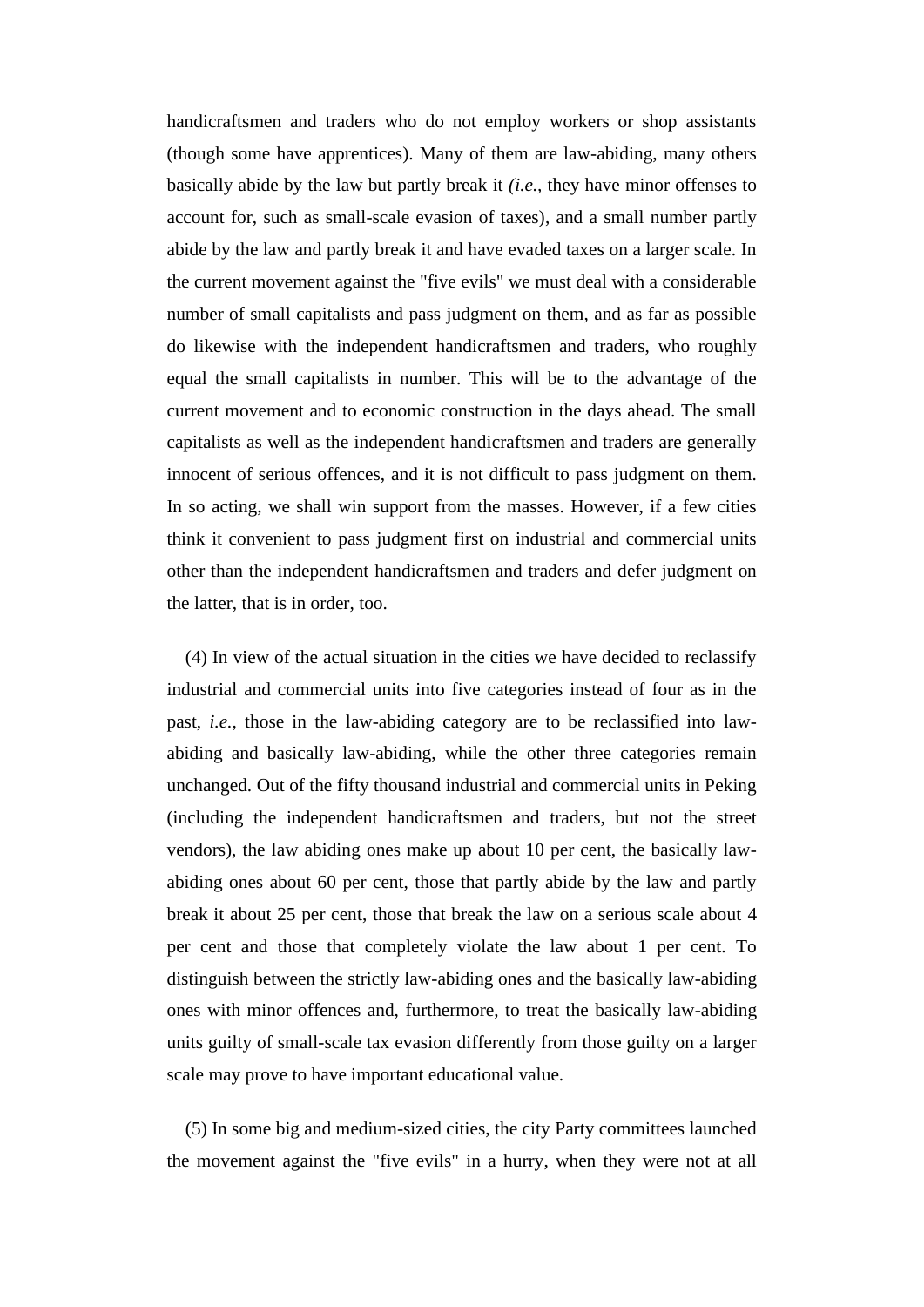handicraftsmen and traders who do not employ workers or shop assistants (though some have apprentices). Many of them are law-abiding, many others basically abide by the law but partly break it *(i.e.,* they have minor offenses to account for, such as small-scale evasion of taxes), and a small number partly abide by the law and partly break it and have evaded taxes on a larger scale. In the current movement against the "five evils" we must deal with a considerable number of small capitalists and pass judgment on them, and as far as possible do likewise with the independent handicraftsmen and traders, who roughly equal the small capitalists in number. This will be to the advantage of the current movement and to economic construction in the days ahead. The small capitalists as well as the independent handicraftsmen and traders are generally innocent of serious offences, and it is not difficult to pass judgment on them. In so acting, we shall win support from the masses. However, if a few cities think it convenient to pass judgment first on industrial and commercial units other than the independent handicraftsmen and traders and defer judgment on the latter, that is in order, too.

(4) In view of the actual situation in the cities we have decided to reclassify industrial and commercial units into five categories instead of four as in the past, *i.e.*, those in the law-abiding category are to be reclassified into law-abiding and basically law-abiding, while the other three categories remain unchanged. Out of the fifty thousand industrial and commercial units in Peking (including the independent handicraftsmen and traders, but not the street vendors), the law abiding ones make up about 10 per cent, the basically law-abiding ones about 60 per cent, those that partly abide by the law and partly break it about 25 per cent, those that break the law on a serious scale about 4 per cent and those that completely violate the law about 1 per cent. To distinguish between the strictly law-abiding ones and the basically law-abiding ones with minor offences and, furthermore, to treat the basically law-abiding units guilty of small-scale tax evasion differently from those guilty on a larger scale may prove to have important educational value.

(5) In some big and medium-sized cities, the city Party committees launched the movement against the "five evils" in a hurry, when they were not at all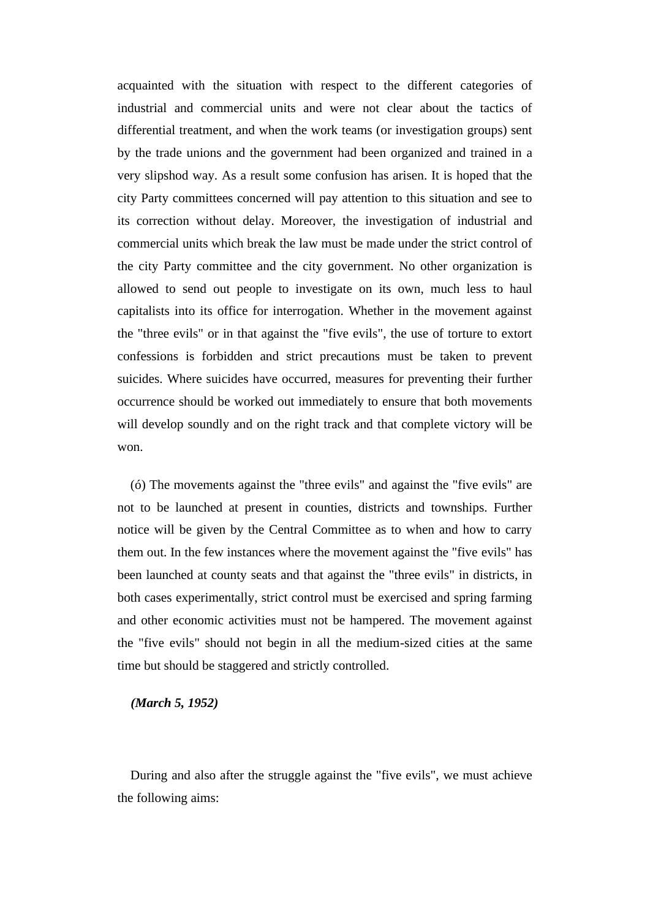acquainted with the situation with respect to the different categories of industrial and commercial units and were not clear about the tactics of differential treatment, and when the work teams (or investigation groups) sent by the trade unions and the government had been organized and trained in a very slipshod way. As a result some confusion has arisen. It is hoped that the city Party committees concerned will pay attention to this situation and see to its correction without delay. Moreover, the investigation of industrial and commercial units which break the law must be made under the strict control of the city Party committee and the city government. No other organization is allowed to send out people to investigate on its own, much less to haul capitalists into its office for interrogation. Whether in the movement against the "three evils" or in that against the "five evils", the use of torture to extort confessions is forbidden and strict precautions must be taken to prevent suicides. Where suicides have occurred, measures for preventing their further occurrence should be worked out immediately to ensure that both movements will develop soundly and on the right track and that complete victory will be won.

(ó) The movements against the "three evils" and against the "five evils" are not to be launched at present in counties, districts and townships. Further notice will be given by the Central Committee as to when and how to carry them out. In the few instances where the movement against the "five evils" has been launched at county seats and that against the "three evils" in districts, in both cases experimentally, strict control must be exercised and spring farming and other economic activities must not be hampered. The movement against the "five evils" should not begin in all the medium-sized cities at the same time but should be staggered and strictly controlled.

***(March 5, 1952)***

During and also after the struggle against the "five evils", we must achieve the following aims: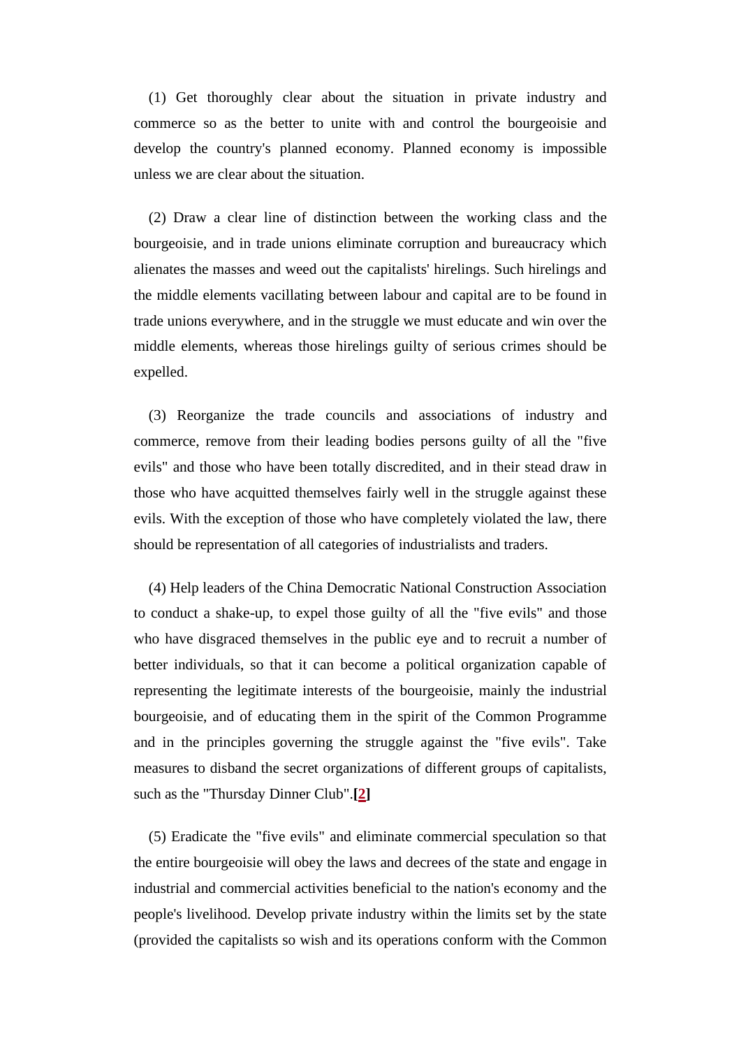(1) Get thoroughly clear about the situation in private industry and commerce so as the better to unite with and control the bourgeoisie and develop the country's planned economy. Planned economy is impossible unless we are clear about the situation.

(2) Draw a clear line of distinction between the working class and the bourgeoisie, and in trade unions eliminate corruption and bureaucracy which alienates the masses and weed out the capitalists' hirelings. Such hirelings and the middle elements vacillating between labour and capital are to be found in trade unions everywhere, and in the struggle we must educate and win over the middle elements, whereas those hirelings guilty of serious crimes should be expelled.

(3) Reorganize the trade councils and associations of industry and commerce, remove from their leading bodies persons guilty of all the "five evils" and those who have been totally discredited, and in their stead draw in those who have acquitted themselves fairly well in the struggle against these evils. With the exception of those who have completely violated the law, there should be representation of all categories of industrialists and traders.

(4) Help leaders of the China Democratic National Construction Association to conduct a shake-up, to expel those guilty of all the "five evils" and those who have disgraced themselves in the public eye and to recruit a number of better individuals, so that it can become a political organization capable of representing the legitimate interests of the bourgeoisie, mainly the industrial bourgeoisie, and of educating them in the spirit of the Common Programme and in the principles governing the struggle against the "five evils". Take measures to disband the secret organizations of different groups of capitalists, such as the "Thursday Dinner Club".**[2]**

(5) Eradicate the "five evils" and eliminate commercial speculation so that the entire bourgeoisie will obey the laws and decrees of the state and engage in industrial and commercial activities beneficial to the nation's economy and the people's livelihood. Develop private industry within the limits set by the state (provided the capitalists so wish and its operations conform with the Common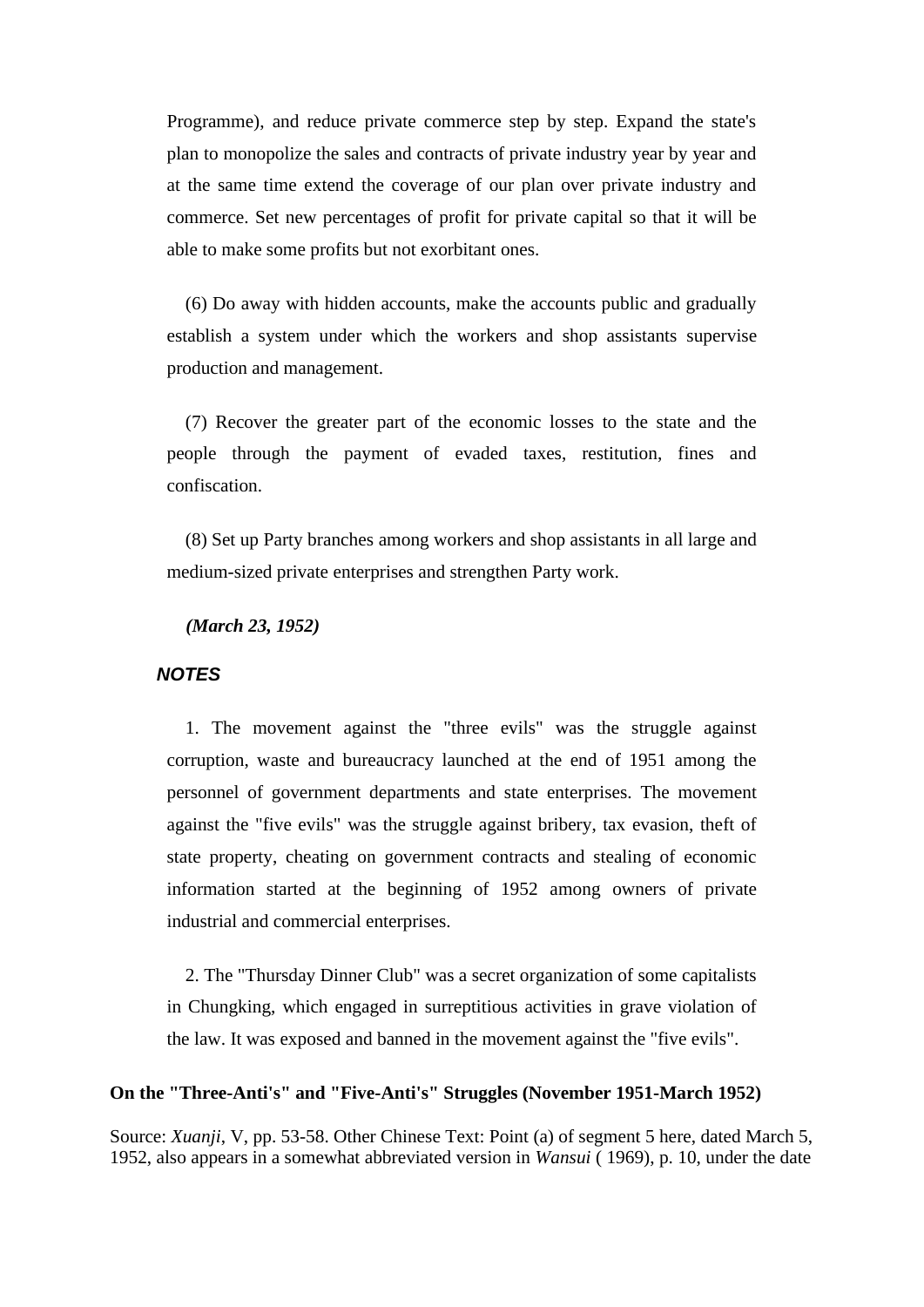Programme), and reduce private commerce step by step. Expand the state's plan to monopolize the sales and contracts of private industry year by year and at the same time extend the coverage of our plan over private industry and commerce. Set new percentages of profit for private capital so that it will be able to make some profits but not exorbitant ones.

(6) Do away with hidden accounts, make the accounts public and gradually establish a system under which the workers and shop assistants supervise production and management.

(7) Recover the greater part of the economic losses to the state and the people through the payment of evaded taxes, restitution, fines and confiscation.

(8) Set up Party branches among workers and shop assistants in all large and medium-sized private enterprises and strengthen Party work.

***(March 23, 1952)***

### *NOTES*

1. The movement against the "three evils" was the struggle against corruption, waste and bureaucracy launched at the end of 1951 among the personnel of government departments and state enterprises. The movement against the "five evils" was the struggle against bribery, tax evasion, theft of state property, cheating on government contracts and stealing of economic information started at the beginning of 1952 among owners of private industrial and commercial enterprises.

2. The "Thursday Dinner Club" was a secret organization of some capitalists in Chungking, which engaged in surreptitious activities in grave violation of the law. It was exposed and banned in the movement against the "five evils".

## On the "Three-Anti's" and "Five-Anti's" Struggles (November 1951-March 1952)

Source: *Xuanji*, V, pp. 53-58. Other Chinese Text: Point (a) of segment 5 here, dated March 5, 1952, also appears in a somewhat abbreviated version in *Wansui* ( 1969), p. 10, under the date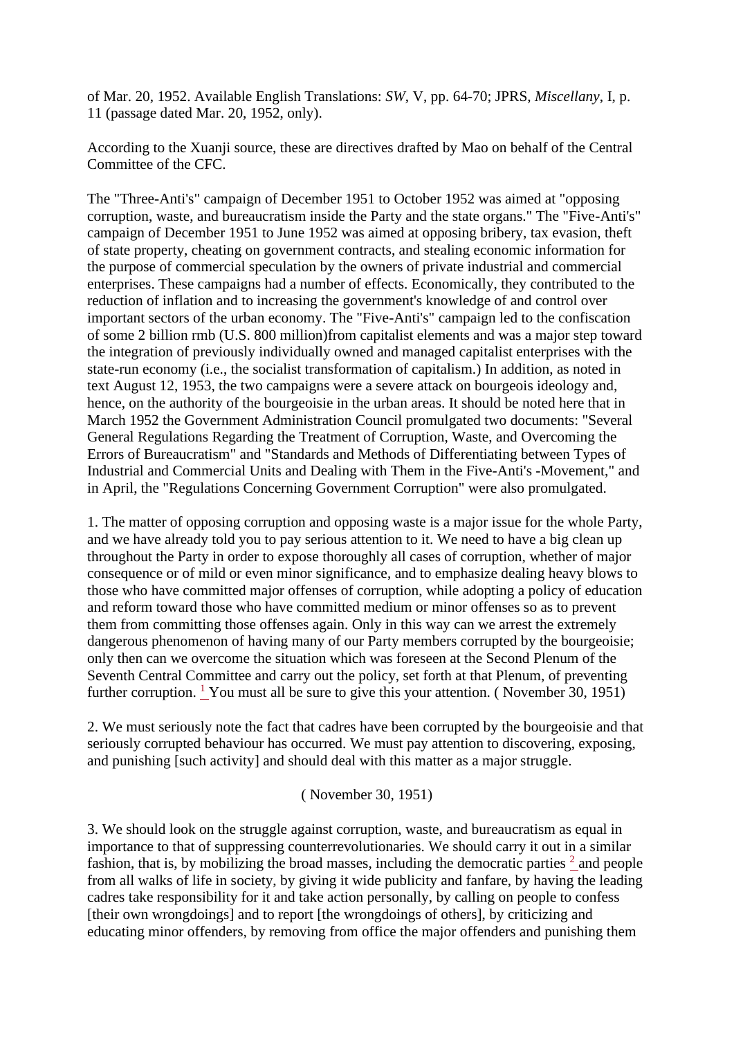of Mar. 20, 1952. Available English Translations: *SW*, V, pp. 64-70; JPRS, *Miscellany*, I, p. 11 (passage dated Mar. 20, 1952, only).

According to the Xuanji source, these are directives drafted by Mao on behalf of the Central Committee of the CFC.

The "Three-Anti's" campaign of December 1951 to October 1952 was aimed at "opposing corruption, waste, and bureaucratism inside the Party and the state organs." The "Five-Anti's" campaign of December 1951 to June 1952 was aimed at opposing bribery, tax evasion, theft of state property, cheating on government contracts, and stealing economic information for the purpose of commercial speculation by the owners of private industrial and commercial enterprises. These campaigns had a number of effects. Economically, they contributed to the reduction of inflation and to increasing the government's knowledge of and control over important sectors of the urban economy. The "Five-Anti's" campaign led to the confiscation of some 2 billion rmb (U.S. 800 million)from capitalist elements and was a major step toward the integration of previously individually owned and managed capitalist enterprises with the state-run economy (i.e., the socialist transformation of capitalism.) In addition, as noted in text August 12, 1953, the two campaigns were a severe attack on bourgeois ideology and, hence, on the authority of the bourgeoisie in the urban areas. It should be noted here that in March 1952 the Government Administration Council promulgated two documents: "Several General Regulations Regarding the Treatment of Corruption, Waste, and Overcoming the Errors of Bureaucratism" and "Standards and Methods of Differentiating between Types of Industrial and Commercial Units and Dealing with Them in the Five-Anti's -Movement," and in April, the "Regulations Concerning Government Corruption" were also promulgated.

1. The matter of opposing corruption and opposing waste is a major issue for the whole Party, and we have already told you to pay serious attention to it. We need to have a big clean up throughout the Party in order to expose thoroughly all cases of corruption, whether of major consequence or of mild or even minor significance, and to emphasize dealing heavy blows to those who have committed major offenses of corruption, while adopting a policy of education and reform toward those who have committed medium or minor offenses so as to prevent them from committing those offenses again. Only in this way can we arrest the extremely dangerous phenomenon of having many of our Party members corrupted by the bourgeoisie; only then can we overcome the situation which was foreseen at the Second Plenum of the Seventh Central Committee and carry out the policy, set forth at that Plenum, of preventing further corruption. [1] You must all be sure to give this your attention. ( November 30, 1951)

2. We must seriously note the fact that cadres have been corrupted by the bourgeoisie and that seriously corrupted behaviour has occurred. We must pay attention to discovering, exposing, and punishing [such activity] and should deal with this matter as a major struggle.

( November 30, 1951)

3. We should look on the struggle against corruption, waste, and bureaucratism as equal in importance to that of suppressing counterrevolutionaries. We should carry it out in a similar fashion, that is, by mobilizing the broad masses, including the democratic parties [2] and people from all walks of life in society, by giving it wide publicity and fanfare, by having the leading cadres take responsibility for it and take action personally, by calling on people to confess [their own wrongdoings] and to report [the wrongdoings of others], by criticizing and educating minor offenders, by removing from office the major offenders and punishing them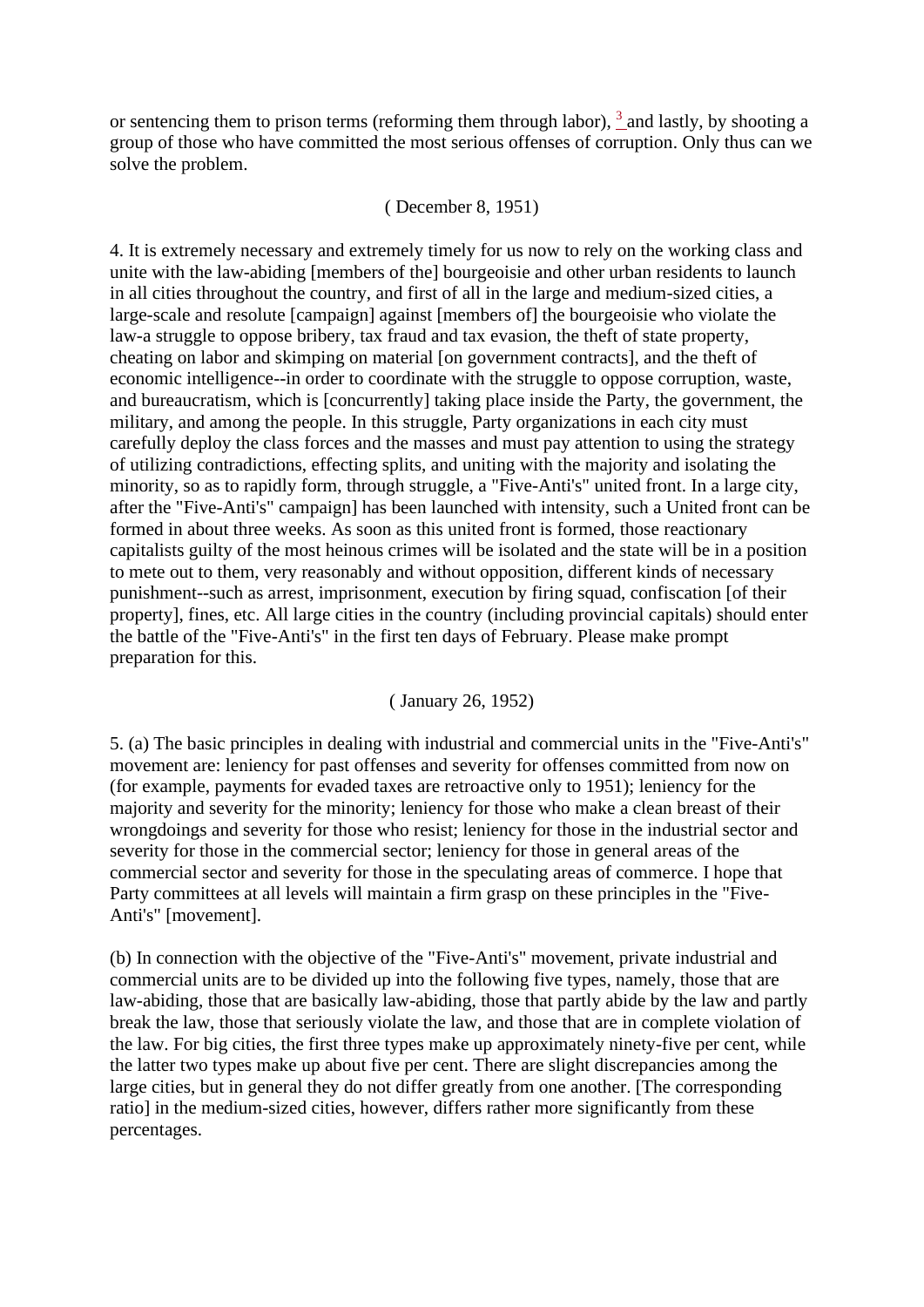or sentencing them to prison terms (reforming them through labor), [3] and lastly, by shooting a group of those who have committed the most serious offenses of corruption. Only thus can we solve the problem.

( December 8, 1951)

4. It is extremely necessary and extremely timely for us now to rely on the working class and unite with the law-abiding [members of the] bourgeoisie and other urban residents to launch in all cities throughout the country, and first of all in the large and medium-sized cities, a large-scale and resolute [campaign] against [members of] the bourgeoisie who violate the law-a struggle to oppose bribery, tax fraud and tax evasion, the theft of state property, cheating on labor and skimping on material [on government contracts], and the theft of economic intelligence--in order to coordinate with the struggle to oppose corruption, waste, and bureaucratism, which is [concurrently] taking place inside the Party, the government, the military, and among the people. In this struggle, Party organizations in each city must carefully deploy the class forces and the masses and must pay attention to using the strategy of utilizing contradictions, effecting splits, and uniting with the majority and isolating the minority, so as to rapidly form, through struggle, a "Five-Anti's" united front. In a large city, after the "Five-Anti's" campaign] has been launched with intensity, such a United front can be formed in about three weeks. As soon as this united front is formed, those reactionary capitalists guilty of the most heinous crimes will be isolated and the state will be in a position to mete out to them, very reasonably and without opposition, different kinds of necessary punishment--such as arrest, imprisonment, execution by firing squad, confiscation [of their property], fines, etc. All large cities in the country (including provincial capitals) should enter the battle of the "Five-Anti's" in the first ten days of February. Please make prompt preparation for this.

( January 26, 1952)

5. (a) The basic principles in dealing with industrial and commercial units in the "Five-Anti's" movement are: leniency for past offenses and severity for offenses committed from now on (for example, payments for evaded taxes are retroactive only to 1951); leniency for the majority and severity for the minority; leniency for those who make a clean breast of their wrongdoings and severity for those who resist; leniency for those in the industrial sector and severity for those in the commercial sector; leniency for those in general areas of the commercial sector and severity for those in the speculating areas of commerce. I hope that Party committees at all levels will maintain a firm grasp on these principles in the "Five-Anti's" [movement].

(b) In connection with the objective of the "Five-Anti's" movement, private industrial and commercial units are to be divided up into the following five types, namely, those that are law-abiding, those that are basically law-abiding, those that partly abide by the law and partly break the law, those that seriously violate the law, and those that are in complete violation of the law. For big cities, the first three types make up approximately ninety-five per cent, while the latter two types make up about five per cent. There are slight discrepancies among the large cities, but in general they do not differ greatly from one another. [The corresponding ratio] in the medium-sized cities, however, differs rather more significantly from these percentages.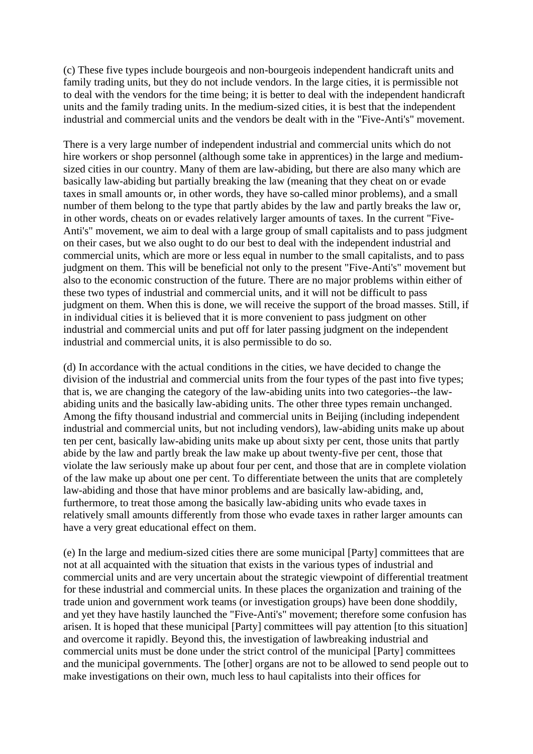(c) These five types include bourgeois and non-bourgeois independent handicraft units and family trading units, but they do not include vendors. In the large cities, it is permissible not to deal with the vendors for the time being; it is better to deal with the independent handicraft units and the family trading units. In the medium-sized cities, it is best that the independent industrial and commercial units and the vendors be dealt with in the "Five-Anti's" movement.

There is a very large number of independent industrial and commercial units which do not hire workers or shop personnel (although some take in apprentices) in the large and medium-sized cities in our country. Many of them are law-abiding, but there are also many which are basically law-abiding but partially breaking the law (meaning that they cheat on or evade taxes in small amounts or, in other words, they have so-called minor problems), and a small number of them belong to the type that partly abides by the law and partly breaks the law or, in other words, cheats on or evades relatively larger amounts of taxes. In the current "Five-Anti's" movement, we aim to deal with a large group of small capitalists and to pass judgment on their cases, but we also ought to do our best to deal with the independent industrial and commercial units, which are more or less equal in number to the small capitalists, and to pass judgment on them. This will be beneficial not only to the present "Five-Anti's" movement but also to the economic construction of the future. There are no major problems within either of these two types of industrial and commercial units, and it will not be difficult to pass judgment on them. When this is done, we will receive the support of the broad masses. Still, if in individual cities it is believed that it is more convenient to pass judgment on other industrial and commercial units and put off for later passing judgment on the independent industrial and commercial units, it is also permissible to do so.

(d) In accordance with the actual conditions in the cities, we have decided to change the division of the industrial and commercial units from the four types of the past into five types; that is, we are changing the category of the law-abiding units into two categories--the law-abiding units and the basically law-abiding units. The other three types remain unchanged. Among the fifty thousand industrial and commercial units in Beijing (including independent industrial and commercial units, but not including vendors), law-abiding units make up about ten per cent, basically law-abiding units make up about sixty per cent, those units that partly abide by the law and partly break the law make up about twenty-five per cent, those that violate the law seriously make up about four per cent, and those that are in complete violation of the law make up about one per cent. To differentiate between the units that are completely law-abiding and those that have minor problems and are basically law-abiding, and, furthermore, to treat those among the basically law-abiding units who evade taxes in relatively small amounts differently from those who evade taxes in rather larger amounts can have a very great educational effect on them.

(e) In the large and medium-sized cities there are some municipal [Party] committees that are not at all acquainted with the situation that exists in the various types of industrial and commercial units and are very uncertain about the strategic viewpoint of differential treatment for these industrial and commercial units. In these places the organization and training of the trade union and government work teams (or investigation groups) have been done shoddily, and yet they have hastily launched the "Five-Anti's" movement; therefore some confusion has arisen. It is hoped that these municipal [Party] committees will pay attention [to this situation] and overcome it rapidly. Beyond this, the investigation of lawbreaking industrial and commercial units must be done under the strict control of the municipal [Party] committees and the municipal governments. The [other] organs are not to be allowed to send people out to make investigations on their own, much less to haul capitalists into their offices for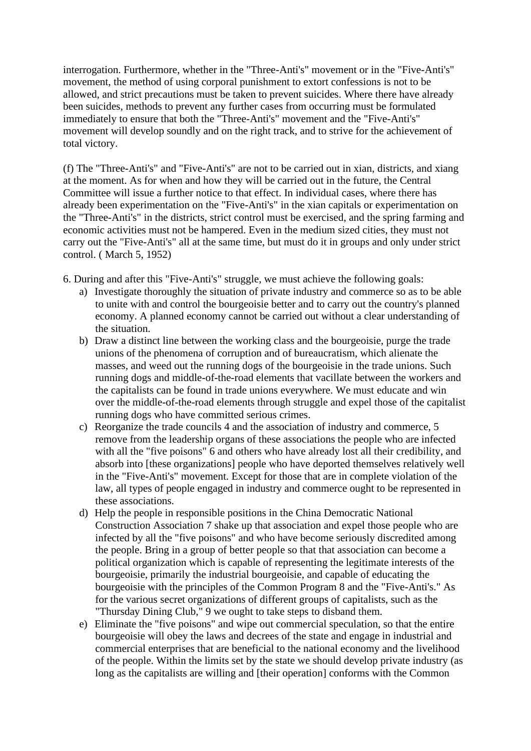interrogation. Furthermore, whether in the "Three-Anti's" movement or in the "Five-Anti's" movement, the method of using corporal punishment to extort confessions is not to be allowed, and strict precautions must be taken to prevent suicides. Where there have already been suicides, methods to prevent any further cases from occurring must be formulated immediately to ensure that both the "Three-Anti's" movement and the "Five-Anti's" movement will develop soundly and on the right track, and to strive for the achievement of total victory.

(f) The "Three-Anti's" and "Five-Anti's" are not to be carried out in xian, districts, and xiang at the moment. As for when and how they will be carried out in the future, the Central Committee will issue a further notice to that effect. In individual cases, where there has already been experimentation on the "Five-Anti's" in the xian capitals or experimentation on the "Three-Anti's" in the districts, strict control must be exercised, and the spring farming and economic activities must not be hampered. Even in the medium sized cities, they must not carry out the "Five-Anti's" all at the same time, but must do it in groups and only under strict control. ( March 5, 1952)

6. During and after this "Five-Anti's" struggle, we must achieve the following goals:

a) Investigate thoroughly the situation of private industry and commerce so as to be able to unite with and control the bourgeoisie better and to carry out the country's planned economy. A planned economy cannot be carried out without a clear understanding of the situation.

b) Draw a distinct line between the working class and the bourgeoisie, purge the trade unions of the phenomena of corruption and of bureaucratism, which alienate the masses, and weed out the running dogs of the bourgeoisie in the trade unions. Such running dogs and middle-of-the-road elements that vacillate between the workers and the capitalists can be found in trade unions everywhere. We must educate and win over the middle-of-the-road elements through struggle and expel those of the capitalist running dogs who have committed serious crimes.

c) Reorganize the trade councils 4 and the association of industry and commerce, 5 remove from the leadership organs of these associations the people who are infected with all the "five poisons" 6 and others who have already lost all their credibility, and absorb into [these organizations] people who have deported themselves relatively well in the "Five-Anti's" movement. Except for those that are in complete violation of the law, all types of people engaged in industry and commerce ought to be represented in these associations.

d) Help the people in responsible positions in the China Democratic National Construction Association 7 shake up that association and expel those people who are infected by all the "five poisons" and who have become seriously discredited among the people. Bring in a group of better people so that that association can become a political organization which is capable of representing the legitimate interests of the bourgeoisie, primarily the industrial bourgeoisie, and capable of educating the bourgeoisie with the principles of the Common Program 8 and the "Five-Anti's." As for the various secret organizations of different groups of capitalists, such as the "Thursday Dining Club," 9 we ought to take steps to disband them.

e) Eliminate the "five poisons" and wipe out commercial speculation, so that the entire bourgeoisie will obey the laws and decrees of the state and engage in industrial and commercial enterprises that are beneficial to the national economy and the livelihood of the people. Within the limits set by the state we should develop private industry (as long as the capitalists are willing and [their operation] conforms with the Common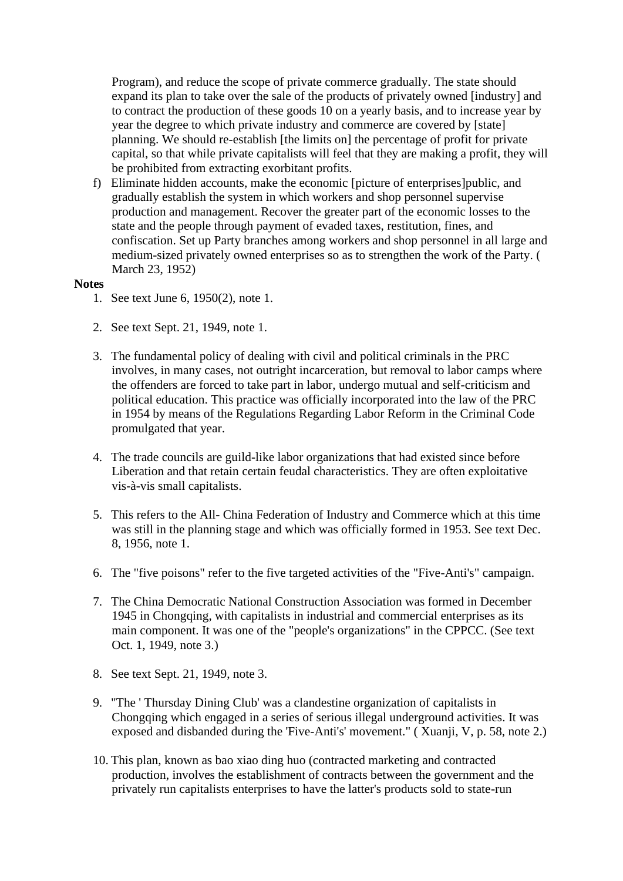Program), and reduce the scope of private commerce gradually. The state should expand its plan to take over the sale of the products of privately owned [industry] and to contract the production of these goods 10 on a yearly basis, and to increase year by year the degree to which private industry and commerce are covered by [state] planning. We should re-establish [the limits on] the percentage of profit for private capital, so that while private capitalists will feel that they are making a profit, they will be prohibited from extracting exorbitant profits.

f) Eliminate hidden accounts, make the economic [picture of enterprises]public, and gradually establish the system in which workers and shop personnel supervise production and management. Recover the greater part of the economic losses to the state and the people through payment of evaded taxes, restitution, fines, and confiscation. Set up Party branches among workers and shop personnel in all large and medium-sized privately owned enterprises so as to strengthen the work of the Party. ( March 23, 1952)

**Notes**

1. See text June 6, 1950(2), note 1.

2. See text Sept. 21, 1949, note 1.

3. The fundamental policy of dealing with civil and political criminals in the PRC involves, in many cases, not outright incarceration, but removal to labor camps where the offenders are forced to take part in labor, undergo mutual and self-criticism and political education. This practice was officially incorporated into the law of the PRC in 1954 by means of the Regulations Regarding Labor Reform in the Criminal Code promulgated that year.

4. The trade councils are guild-like labor organizations that had existed since before Liberation and that retain certain feudal characteristics. They are often exploitative vis-à-vis small capitalists.

5. This refers to the All- China Federation of Industry and Commerce which at this time was still in the planning stage and which was officially formed in 1953. See text Dec. 8, 1956, note 1.

6. The "five poisons" refer to the five targeted activities of the "Five-Anti's" campaign.

7. The China Democratic National Construction Association was formed in December 1945 in Chongqing, with capitalists in industrial and commercial enterprises as its main component. It was one of the "people's organizations" in the CPPCC. (See text Oct. 1, 1949, note 3.)

8. See text Sept. 21, 1949, note 3.

9. "The ' Thursday Dining Club' was a clandestine organization of capitalists in Chongqing which engaged in a series of serious illegal underground activities. It was exposed and disbanded during the 'Five-Anti's' movement." ( Xuanji, V, p. 58, note 2.)

10. This plan, known as bao xiao ding huo (contracted marketing and contracted production, involves the establishment of contracts between the government and the privately run capitalists enterprises to have the latter's products sold to state-run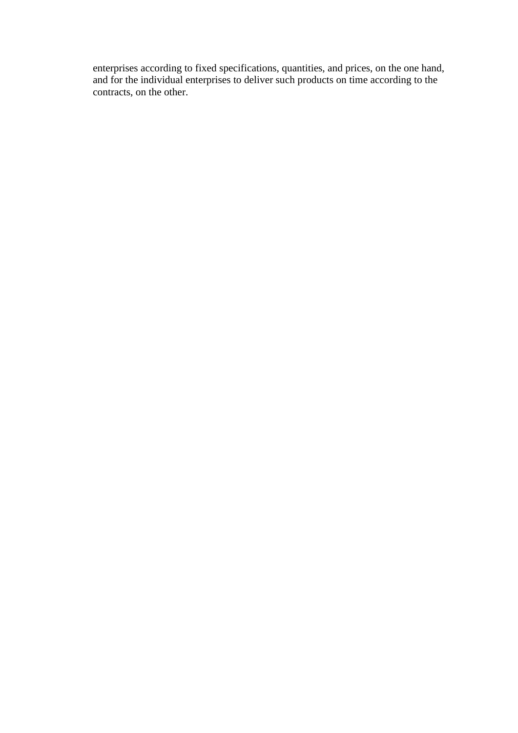enterprises according to fixed specifications, quantities, and prices, on the one hand, and for the individual enterprises to deliver such products on time according to the contracts, on the other.